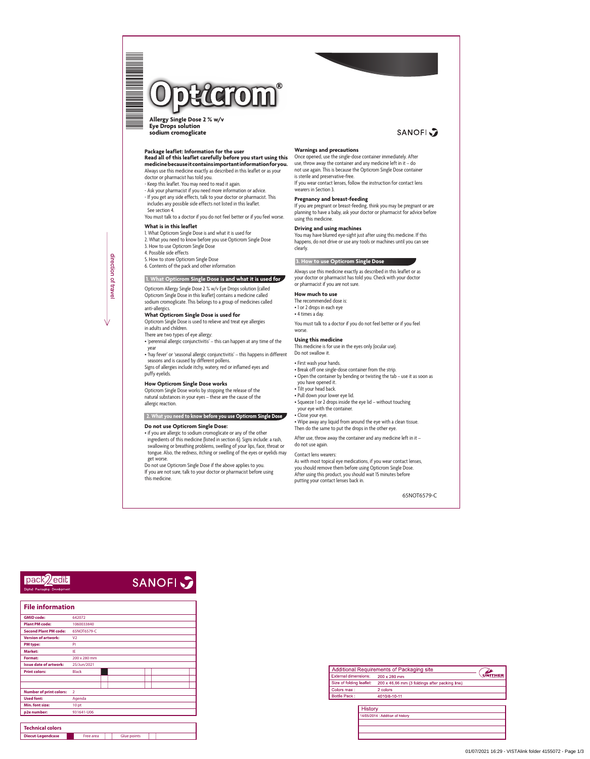# Opticrom®

**Allergy Single Dose 2 % w/v**
**Eye Drops solution**
**sodium cromoglicate**

SANOFI

**Package leaflet: Information for the user**

**Read all of this leaflet carefully before you start using this medicine because it contains important information for you.**

Always use this medicine exactly as described in this leaflet or as your doctor or pharmacist has told you.

- Keep this leaflet. You may need to read it again.
- Ask your pharmacist if you need more information or advice.
- If you get any side effects, talk to your doctor or pharmacist. This includes any possible side effects not listed in this leaflet. See section 4.

You must talk to a doctor if you do not feel better or if you feel worse.

**What is in this leaflet**

1. What Opticrom Single Dose is and what it is used for
2. What you need to know before you use Opticrom Single Dose
3. How to use Opticrom Single Dose
4. Possible side effects
5. How to store Opticrom Single Dose
6. Contents of the pack and other information

## 1. What Opticrom Single Dose is and what it is used for

Opticrom Allergy Single Dose 2 % w/v Eye Drops solution (called Opticrom Single Dose in this leaflet) contains a medicine called sodium cromoglicate. This belongs to a group of medicines called anti-allergics.

**What Opticrom Single Dose is used for**

Opticrom Single Dose is used to relieve and treat eye allergies in adults and children.

There are two types of eye allergy:

- 'perennial allergic conjunctivitis' – this can happen at any time of the year
- 'hay fever' or 'seasonal allergic conjunctivitis' – this happens in different seasons and is caused by different pollens.

Signs of allergies include itchy, watery, red or inflamed eyes and puffy eyelids.

**How Opticrom Single Dose works**

Opticrom Single Dose works by stopping the release of the natural substances in your eyes – these are the cause of the allergic reaction.

## 2. What you need to know before you use Opticrom Single Dose

**Do not use Opticrom Single Dose:**

- if you are allergic to sodium cromoglicate or any of the other ingredients of this medicine (listed in section 6). Signs include: a rash, swallowing or breathing problems, swelling of your lips, face, throat or tongue. Also, the redness, itching or swelling of the eyes or eyelids may get worse.

Do not use Opticrom Single Dose if the above applies to you.

If you are not sure, talk to your doctor or pharmacist before using this medicine.

**Warnings and precautions**

Once opened, use the single-dose container immediately. After use, throw away the container and any medicine left in it – do not use again. This is because the Opticrom Single Dose container is sterile and preservative-free.

If you wear contact lenses, follow the instruction for contact lens wearers in Section 3.

**Pregnancy and breast-feeding**

If you are pregnant or breast-feeding, think you may be pregnant or are planning to have a baby, ask your doctor or pharmacist for advice before using this medicine.

**Driving and using machines**

You may have blurred eye-sight just after using this medicine. If this happens, do not drive or use any tools or machines until you can see clearly.

## 3. How to use Opticrom Single Dose

Always use this medicine exactly as described in this leaflet or as your doctor or pharmacist has told you. Check with your doctor or pharmacist if you are not sure.

**How much to use**

The recommended dose is:

- 1 or 2 drops in each eye
- 4 times a day.

You must talk to a doctor if you do not feel better or if you feel worse.

**Using this medicine**

This medicine is for use in the eyes only (ocular use).
Do not swallow it.

- First wash your hands.
- Break off one single-dose container from the strip.
- Open the container by bending or twisting the tab – use it as soon as you have opened it.
- Tilt your head back.
- Pull down your lower eye lid.
- Squeeze 1 or 2 drops inside the eye lid – without touching your eye with the container.
- Close your eye.
- Wipe away any liquid from around the eye with a clean tissue.

Then do the same to put the drops in the other eye.

After use, throw away the container and any medicine left in it – do not use again.

Contact lens wearers:

As with most topical eye medications, if you wear contact lenses, you should remove them before using Opticrom Single Dose. After using this product, you should wait 15 minutes before putting your contact lenses back in.

65NOT6579-C

direction of travel

pack2edit — Digital · Packaging · Development — SANOFI

**File information**

| | |
|---|---|
| GMID code: | 642072 |
| Plant PM code: | 1060033840 |
| Second Plant PM code: | 65NOT6579-C |
| Version of artwork: | V2 |
| PM type: | PI |
| Market: | IE |
| Format: | 200 x 280 mm |
| Issue date of artwork: | 25/Jun/2021 |
| Print colors: | Black |
| Number of print colors: | 2 |
| Used font: | Agenda |
| Min. font size: | 10 pt |
| p2e number: | 931641-U06 |

**Technical colors**

| Diecut-Legendcase | Free area | Glue points |
|---|---|---|

| Additional Requirements of Packaging site | UNITHER |
|---|---|
| External dimensions: | 200 x 280 mm |
| Size of folding leaflet: | 200 x 46,66 mm (3 foldings after packing line) |
| Colors max : | 2 colors |
| Bottle Pack : | 4010/8-10-11 |

| History |
|---|
| 14/05/2014 : Addition of history |

01/07/2021 16:29 - VISTAlink folder 4155072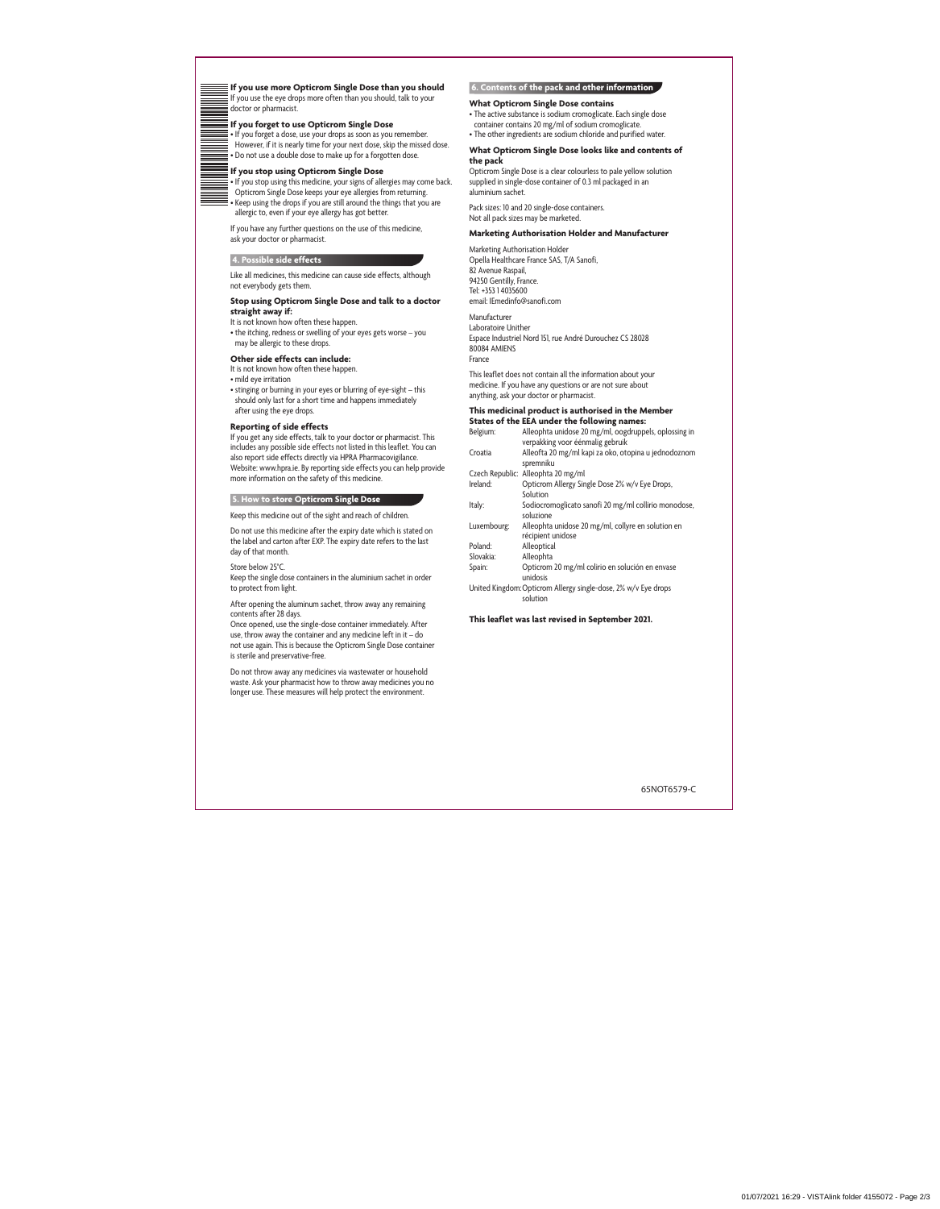### If you use more Opticrom Single Dose than you should

If you use the eye drops more often than you should, talk to your doctor or pharmacist.

### If you forget to use Opticrom Single Dose

- If you forget a dose, use your drops as soon as you remember. However, if it is nearly time for your next dose, skip the missed dose.
- Do not use a double dose to make up for a forgotten dose.

### If you stop using Opticrom Single Dose

- If you stop using this medicine, your signs of allergies may come back. Opticrom Single Dose keeps your eye allergies from returning.
- Keep using the drops if you are still around the things that you are allergic to, even if your eye allergy has got better.

If you have any further questions on the use of this medicine, ask your doctor or pharmacist.

## 4. Possible side effects

Like all medicines, this medicine can cause side effects, although not everybody gets them.

### Stop using Opticrom Single Dose and talk to a doctor straight away if:

It is not known how often these happen.

- the itching, redness or swelling of your eyes gets worse – you may be allergic to these drops.

### Other side effects can include:

It is not known how often these happen.

- mild eye irritation
- stinging or burning in your eyes or blurring of eye-sight – this should only last for a short time and happens immediately after using the eye drops.

### Reporting of side effects

If you get any side effects, talk to your doctor or pharmacist. This includes any possible side effects not listed in this leaflet. You can also report side effects directly via HPRA Pharmacovigilance. Website: www.hpra.ie. By reporting side effects you can help provide more information on the safety of this medicine.

## 5. How to store Opticrom Single Dose

Keep this medicine out of the sight and reach of children.

Do not use this medicine after the expiry date which is stated on the label and carton after EXP. The expiry date refers to the last day of that month.

Store below 25°C.
Keep the single dose containers in the aluminium sachet in order to protect from light.

After opening the aluminum sachet, throw away any remaining contents after 28 days.
Once opened, use the single-dose container immediately. After use, throw away the container and any medicine left in it – do not use again. This is because the Opticrom Single Dose container is sterile and preservative-free.

Do not throw away any medicines via wastewater or household waste. Ask your pharmacist how to throw away medicines you no longer use. These measures will help protect the environment.

## 6. Contents of the pack and other information

### What Opticrom Single Dose contains

- The active substance is sodium cromoglicate. Each single dose container contains 20 mg/ml of sodium cromoglicate.
- The other ingredients are sodium chloride and purified water.

### What Opticrom Single Dose looks like and contents of the pack

Opticrom Single Dose is a clear colourless to pale yellow solution supplied in single-dose container of 0.3 ml packaged in an aluminium sachet.

Pack sizes: 10 and 20 single-dose containers.
Not all pack sizes may be marketed.

### Marketing Authorisation Holder and Manufacturer

Marketing Authorisation Holder
Opella Healthcare France SAS, T/A Sanofi,
82 Avenue Raspail,
94250 Gentilly, France.
Tel: +353 1 4035600
email: IEmedinfo@sanofi.com

Manufacturer
Laboratoire Unither
Espace Industriel Nord 151, rue André Durouchez CS 28028
80084 AMIENS
France

This leaflet does not contain all the information about your medicine. If you have any questions or are not sure about anything, ask your doctor or pharmacist.

### This medicinal product is authorised in the Member States of the EEA under the following names:

| | |
|---|---|
| Belgium: | Alleophta unidose 20 mg/ml, oogdruppels, oplossing in verpakking voor éénmalig gebruik |
| Croatia | Alleofta 20 mg/ml kapi za oko, otopina u jednodoznom spremniku |
| Czech Republic: | Alleophta 20 mg/ml |
| Ireland: | Opticrom Allergy Single Dose 2% w/v Eye Drops, Solution |
| Italy: | Sodiocromoglicato sanofi 20 mg/ml collirio monodose, soluzione |
| Luxembourg: | Alleophta unidose 20 mg/ml, collyre en solution en récipient unidose |
| Poland: | Alleoptical |
| Slovakia: | Alleophta |
| Spain: | Opticrom 20 mg/ml colirio en solución en envase unidosis |
| United Kingdom: | Opticrom Allergy single-dose, 2% w/v Eye drops solution |

**This leaflet was last revised in September 2021.**

65NOT6579-C